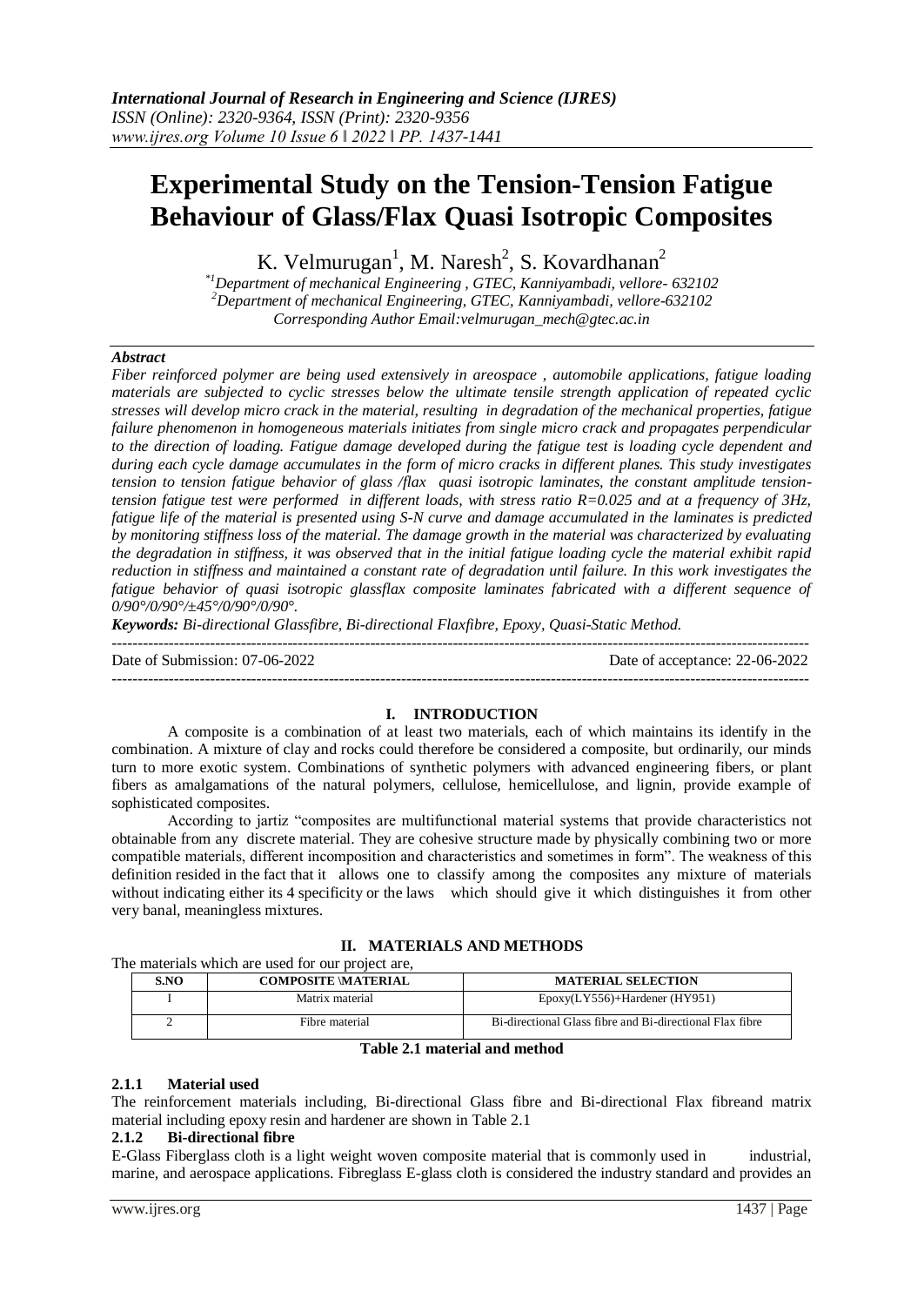*International Journal of Research in Engineering and Science (IJRES)*
*ISSN (Online): 2320-9364, ISSN (Print): 2320-9356*
*www.ijres.org Volume 10 Issue 6 ǁ 2022 ǁ PP. 1437-1441*

# Experimental Study on the Tension-Tension Fatigue Behaviour of Glass/Flax Quasi Isotropic Composites

K. Velmurugan[1], M. Naresh[2], S. Kovardhanan[2]

*[*1]Department of mechanical Engineering , GTEC, Kanniyambadi, vellore- 632102*
*[2]Department of mechanical Engineering, GTEC, Kanniyambadi, vellore-632102*
*Corresponding Author Email:velmurugan_mech@gtec.ac.in*

***Abstract***

*Fiber reinforced polymer are being used extensively in areospace , automobile applications, fatigue loading materials are subjected to cyclic stresses below the ultimate tensile strength application of repeated cyclic stresses will develop micro crack in the material, resulting in degradation of the mechanical properties, fatigue failure phenomenon in homogeneous materials initiates from single micro crack and propagates perpendicular to the direction of loading. Fatigue damage developed during the fatigue test is loading cycle dependent and during each cycle damage accumulates in the form of micro cracks in different planes. This study investigates tension to tension fatigue behavior of glass /flax quasi isotropic laminates, the constant amplitude tension-tension fatigue test were performed in different loads, with stress ratio R=0.025 and at a frequency of 3Hz, fatigue life of the material is presented using S-N curve and damage accumulated in the laminates is predicted by monitoring stiffness loss of the material. The damage growth in the material was characterized by evaluating the degradation in stiffness, it was observed that in the initial fatigue loading cycle the material exhibit rapid reduction in stiffness and maintained a constant rate of degradation until failure. In this work investigates the fatigue behavior of quasi isotropic glassflax composite laminates fabricated with a different sequence of 0/90°/0/90°/±45°/0/90°/0/90°.*

***Keywords:*** *Bi-directional Glassfibre, Bi-directional Flaxfibre, Epoxy, Quasi-Static Method.*

---

Date of Submission: 07-06-2022 Date of acceptance: 22-06-2022

---

## I. INTRODUCTION

A composite is a combination of at least two materials, each of which maintains its identify in the combination. A mixture of clay and rocks could therefore be considered a composite, but ordinarily, our minds turn to more exotic system. Combinations of synthetic polymers with advanced engineering fibers, or plant fibers as amalgamations of the natural polymers, cellulose, hemicellulose, and lignin, provide example of sophisticated composites.

According to jartiz "composites are multifunctional material systems that provide characteristics not obtainable from any discrete material. They are cohesive structure made by physically combining two or more compatible materials, different incomposition and characteristics and sometimes in form". The weakness of this definition resided in the fact that it allows one to classify among the composites any mixture of materials without indicating either its 4 specificity or the laws which should give it which distinguishes it from other very banal, meaningless mixtures.

## II. MATERIALS AND METHODS

The materials which are used for our project are,

| S.NO | COMPOSITE \MATERIAL | MATERIAL SELECTION |
|---|---|---|
| I | Matrix material | Epoxy(LY556)+Hardener (HY951) |
| 2 | Fibre material | Bi-directional Glass fibre and Bi-directional Flax fibre |

**Table 2.1 material and method**

### 2.1.1 Material used

The reinforcement materials including, Bi-directional Glass fibre and Bi-directional Flax fibreand matrix material including epoxy resin and hardener are shown in Table 2.1

### 2.1.2 Bi-directional fibre

E-Glass Fiberglass cloth is a light weight woven composite material that is commonly used in industrial, marine, and aerospace applications. Fibreglass E-glass cloth is considered the industry standard and provides an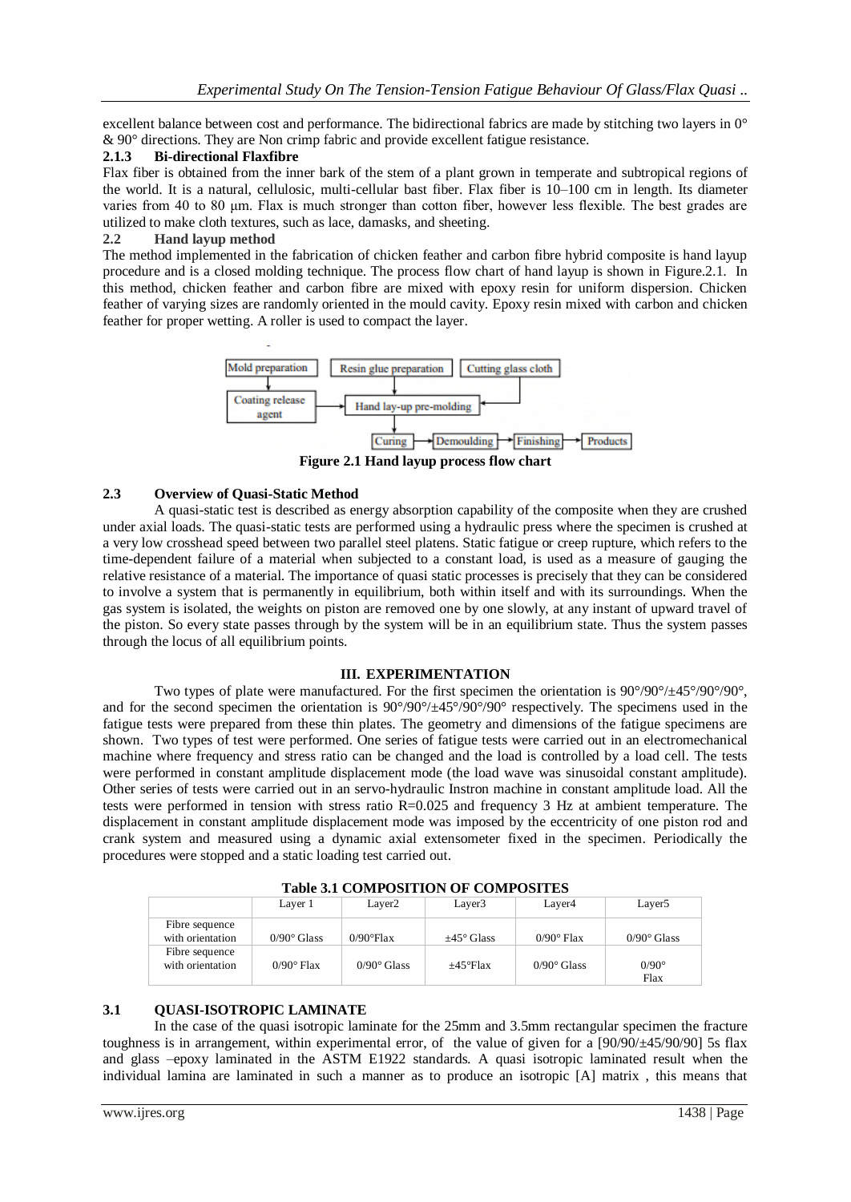excellent balance between cost and performance. The bidirectional fabrics are made by stitching two layers in 0° & 90° directions. They are Non crimp fabric and provide excellent fatigue resistance.

### 2.1.3 Bi-directional Flaxfibre

Flax fiber is obtained from the inner bark of the stem of a plant grown in temperate and subtropical regions of the world. It is a natural, cellulosic, multi-cellular bast fiber. Flax fiber is 10–100 cm in length. Its diameter varies from 40 to 80 μm. Flax is much stronger than cotton fiber, however less flexible. The best grades are utilized to make cloth textures, such as lace, damasks, and sheeting.

### 2.2 Hand layup method

The method implemented in the fabrication of chicken feather and carbon fibre hybrid composite is hand layup procedure and is a closed molding technique. The process flow chart of hand layup is shown in Figure.2.1. In this method, chicken feather and carbon fibre are mixed with epoxy resin for uniform dispersion. Chicken feather of varying sizes are randomly oriented in the mould cavity. Epoxy resin mixed with carbon and chicken feather for proper wetting. A roller is used to compact the layer.

Mold preparation
Resin glue preparation
Cutting glass cloth
Coating release agent
Hand lay-up pre-molding
Curing
Demoulding
Finishing
Products

**Figure 2.1 Hand layup process flow chart**

### 2.3 Overview of Quasi-Static Method

A quasi-static test is described as energy absorption capability of the composite when they are crushed under axial loads. The quasi-static tests are performed using a hydraulic press where the specimen is crushed at a very low crosshead speed between two parallel steel platens. Static fatigue or creep rupture, which refers to the time-dependent failure of a material when subjected to a constant load, is used as a measure of gauging the relative resistance of a material. The importance of quasi static processes is precisely that they can be considered to involve a system that is permanently in equilibrium, both within itself and with its surroundings. When the gas system is isolated, the weights on piston are removed one by one slowly, at any instant of upward travel of the piston. So every state passes through by the system will be in an equilibrium state. Thus the system passes through the locus of all equilibrium points.

## III. EXPERIMENTATION

Two types of plate were manufactured. For the first specimen the orientation is 90°/90°/±45°/90°/90°, and for the second specimen the orientation is 90°/90°/±45°/90°/90° respectively. The specimens used in the fatigue tests were prepared from these thin plates. The geometry and dimensions of the fatigue specimens are shown. Two types of test were performed. One series of fatigue tests were carried out in an electromechanical machine where frequency and stress ratio can be changed and the load is controlled by a load cell. The tests were performed in constant amplitude displacement mode (the load wave was sinusoidal constant amplitude). Other series of tests were carried out in an servo-hydraulic Instron machine in constant amplitude load. All the tests were performed in tension with stress ratio R=0.025 and frequency 3 Hz at ambient temperature. The displacement in constant amplitude displacement mode was imposed by the eccentricity of one piston rod and crank system and measured using a dynamic axial extensometer fixed in the specimen. Periodically the procedures were stopped and a static loading test carried out.

**Table 3.1 COMPOSITION OF COMPOSITES**

| | Layer 1 | Layer2 | Layer3 | Layer4 | Layer5 |
|---|---|---|---|---|---|
| Fibre sequence with orientation | 0/90° Glass | 0/90°Flax | ±45° Glass | 0/90° Flax | 0/90° Glass |
| Fibre sequence with orientation | 0/90° Flax | 0/90° Glass | ±45°Flax | 0/90° Glass | 0/90° Flax |

### 3.1 QUASI-ISOTROPIC LAMINATE

In the case of the quasi isotropic laminate for the 25mm and 3.5mm rectangular specimen the fracture toughness is in arrangement, within experimental error, of the value of given for a [90/90/±45/90/90] 5s flax and glass –epoxy laminated in the ASTM E1922 standards. A quasi isotropic laminated result when the individual lamina are laminated in such a manner as to produce an isotropic [A] matrix , this means that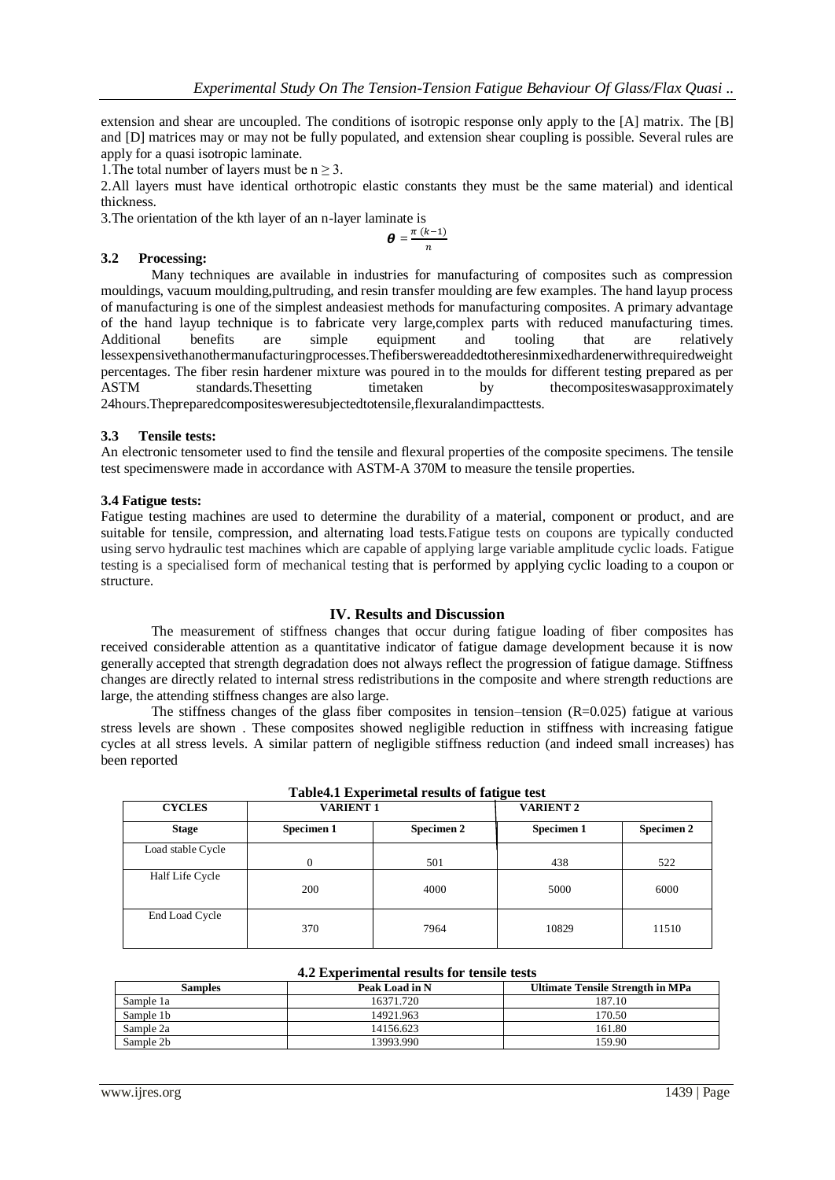extension and shear are uncoupled. The conditions of isotropic response only apply to the [A] matrix. The [B] and [D] matrices may or may not be fully populated, and extension shear coupling is possible. Several rules are apply for a quasi isotropic laminate.

1.The total number of layers must be $n \geq 3$.

2.All layers must have identical orthotropic elastic constants they must be the same material) and identical thickness.

3.The orientation of the kth layer of an n-layer laminate is

$$\boldsymbol{\theta} = \frac{\pi\,(k-1)}{n}$$

### 3.2 Processing:

Many techniques are available in industries for manufacturing of composites such as compression mouldings, vacuum moulding,pultruding, and resin transfer moulding are few examples. The hand layup process of manufacturing is one of the simplest andeasiest methods for manufacturing composites. A primary advantage of the hand layup technique is to fabricate very large,complex parts with reduced manufacturing times. Additional benefits are simple equipment and tooling that are relatively lessexpensivethanothermanufacturingprocesses.Thefiberswereaddedtotheresinmixedhardenerwithrequiredweight percentages. The fiber resin hardener mixture was poured in to the moulds for different testing prepared as per ASTM standards.Thesetting timetaken by thecompositeswasapproximately 24hours.Thepreparedcompositesweresubjectedtotensile,flexuralandimpacttests.

### 3.3 Tensile tests:

An electronic tensometer used to find the tensile and flexural properties of the composite specimens. The tensile test specimenswere made in accordance with ASTM-A 370M to measure the tensile properties.

### 3.4 Fatigue tests:

Fatigue testing machines are used to determine the durability of a material, component or product, and are suitable for tensile, compression, and alternating load tests.Fatigue tests on coupons are typically conducted using servo hydraulic test machines which are capable of applying large variable amplitude cyclic loads. Fatigue testing is a specialised form of mechanical testing that is performed by applying cyclic loading to a coupon or structure.

## IV. Results and Discussion

The measurement of stiffness changes that occur during fatigue loading of fiber composites has received considerable attention as a quantitative indicator of fatigue damage development because it is now generally accepted that strength degradation does not always reflect the progression of fatigue damage. Stiffness changes are directly related to internal stress redistributions in the composite and where strength reductions are large, the attending stiffness changes are also large.

The stiffness changes of the glass fiber composites in tension–tension ($R=0.025$) fatigue at various stress levels are shown . These composites showed negligible reduction in stiffness with increasing fatigue cycles at all stress levels. A similar pattern of negligible stiffness reduction (and indeed small increases) has been reported

**Table4.1 Experimetal results of fatigue test**

| CYCLES | VARIENT 1 | | VARIENT 2 | |
|---|---|---|---|---|
| **Stage** | **Specimen 1** | **Specimen 2** | **Specimen 1** | **Specimen 2** |
| Load stable Cycle | 0 | 501 | 438 | 522 |
| Half Life Cycle | 200 | 4000 | 5000 | 6000 |
| End Load Cycle | 370 | 7964 | 10829 | 11510 |

**4.2 Experimental results for tensile tests**

| Samples | Peak Load in N | Ultimate Tensile Strength in MPa |
|---|---|---|
| Sample 1a | 16371.720 | 187.10 |
| Sample 1b | 14921.963 | 170.50 |
| Sample 2a | 14156.623 | 161.80 |
| Sample 2b | 13993.990 | 159.90 |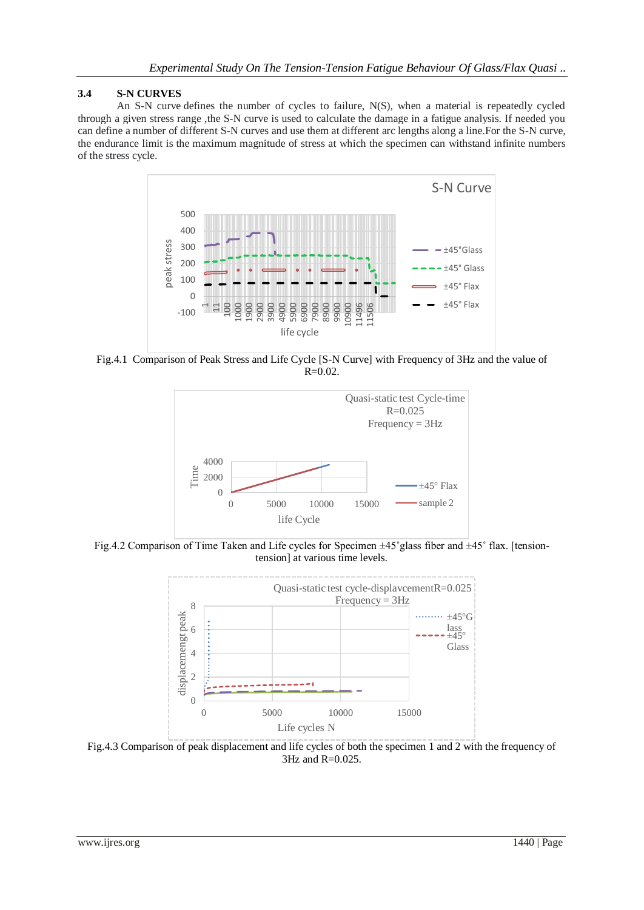### 3.4 S-N CURVES

An S-N curve defines the number of cycles to failure, N(S), when a material is repeatedly cycled through a given stress range ,the S-N curve is used to calculate the damage in a fatigue analysis. If needed you can define a number of different S-N curves and use them at different arc lengths along a line.For the S-N curve, the endurance limit is the maximum magnitude of stress at which the specimen can withstand infinite numbers of the stress cycle.

S-N Curve

peak stress

500
400
300
200
100
0
-100

1
11
100
1000
1900
2900
3900
4900
5900
6900
7900
8900
9900
10900
11496
11506

life cycle

±45°Glass
±45° Glass
±45° Flax
±45° Flax

Fig.4.1 Comparison of Peak Stress and Life Cycle [S-N Curve] with Frequency of 3Hz and the value of R=0.02.

Quasi-static test Cycle-time
R=0.025
Frequency = 3Hz

Time

4000
2000
0

0
5000
10000
15000

life Cycle

±45° Flax
sample 2

Fig.4.2 Comparison of Time Taken and Life cycles for Specimen ±45˚glass fiber and ±45˚ flax. [tension-tension] at various time levels.

Quasi-static test cycle-displavcementR=0.025
Frequency = 3Hz

displacemengt peak

8
6
4
2
0

0
5000
10000
15000

Life cycles N

±45°Glass
±45° Glass

Fig.4.3 Comparison of peak displacement and life cycles of both the specimen 1 and 2 with the frequency of 3Hz and R=0.025.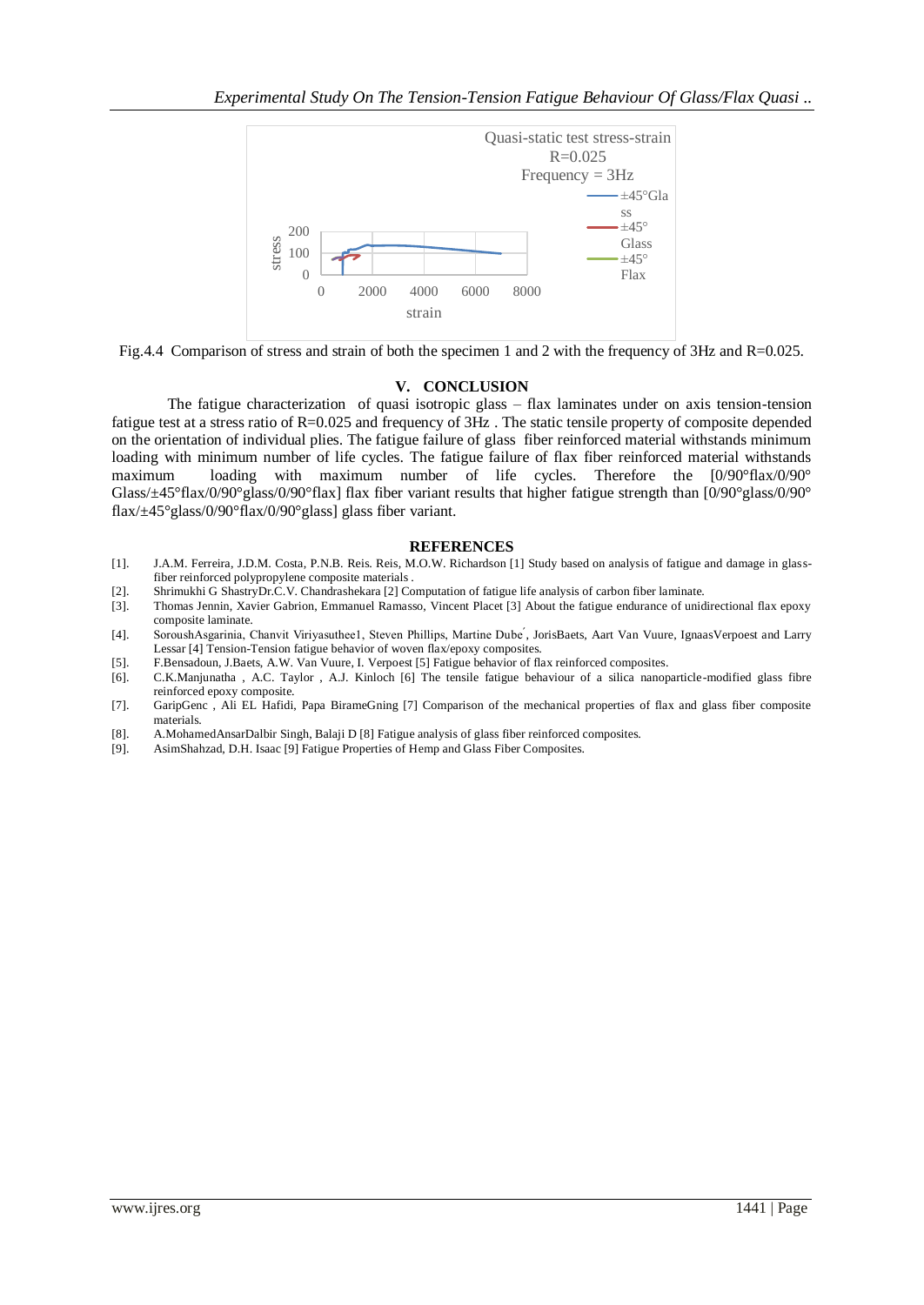Quasi-static test stress-strain

R=0.025

Frequency = 3Hz

±45°Glass

±45° Glass

±45° Flax

stress

200

100

0

0 2000 4000 6000 8000

strain

Fig.4.4 Comparison of stress and strain of both the specimen 1 and 2 with the frequency of 3Hz and R=0.025.

## V. CONCLUSION

The fatigue characterization of quasi isotropic glass – flax laminates under on axis tension-tension fatigue test at a stress ratio of R=0.025 and frequency of 3Hz . The static tensile property of composite depended on the orientation of individual plies. The fatigue failure of glass fiber reinforced material withstands minimum loading with minimum number of life cycles. The fatigue failure of flax fiber reinforced material withstands maximum loading with maximum number of life cycles. Therefore the [0/90°flax/0/90° Glass/±45°flax/0/90°glass/0/90°flax] flax fiber variant results that higher fatigue strength than [0/90°glass/0/90° flax/±45°glass/0/90°flax/0/90°glass] glass fiber variant.

## REFERENCES

[1]. J.A.M. Ferreira, J.D.M. Costa, P.N.B. Reis. Reis, M.O.W. Richardson [1] Study based on analysis of fatigue and damage in glass-fiber reinforced polypropylene composite materials .

[2]. Shrimukhi G ShastryDr.C.V. Chandrashekara [2] Computation of fatigue life analysis of carbon fiber laminate.

[3]. Thomas Jennin, Xavier Gabrion, Emmanuel Ramasso, Vincent Placet [3] About the fatigue endurance of unidirectional flax epoxy composite laminate.

[4]. SoroushAsgarinia, Chanvit Viriyasuthee1, Steven Phillips, Martine Dube´, JorisBaets, Aart Van Vuure, IgnaasVerpoest and Larry Lessar [4] Tension-Tension fatigue behavior of woven flax/epoxy composites.

[5]. F.Bensadoun, J.Baets, A.W. Van Vuure, I. Verpoest [5] Fatigue behavior of flax reinforced composites.

[6]. C.K.Manjunatha , A.C. Taylor , A.J. Kinloch [6] The tensile fatigue behaviour of a silica nanoparticle-modified glass fibre reinforced epoxy composite.

[7]. GaripGenc , Ali EL Hafidi, Papa BirameGning [7] Comparison of the mechanical properties of flax and glass fiber composite materials.

[8]. A.MohamedAnsarDalbir Singh, Balaji D [8] Fatigue analysis of glass fiber reinforced composites.

[9]. AsimShahzad, D.H. Isaac [9] Fatigue Properties of Hemp and Glass Fiber Composites.